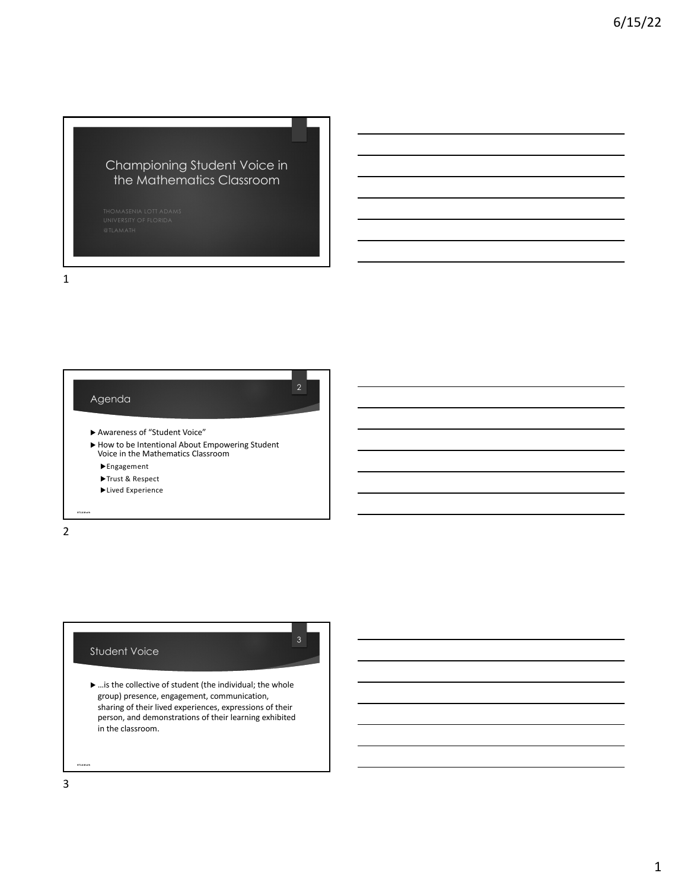# Championing Student Voice in the Mathematics Classroom

THOMASENIA LOTT ADAMS
UNIVERSITY OF FLORIDA
@TLAMATH

## Agenda

- Awareness of "Student Voice"
- How to be Intentional About Empowering Student Voice in the Mathematics Classroom
  - Engagement
  - Trust & Respect
  - Lived Experience

## Student Voice

- …is the collective of student (the individual; the whole group) presence, engagement, communication, sharing of their lived experiences, expressions of their person, and demonstrations of their learning exhibited in the classroom.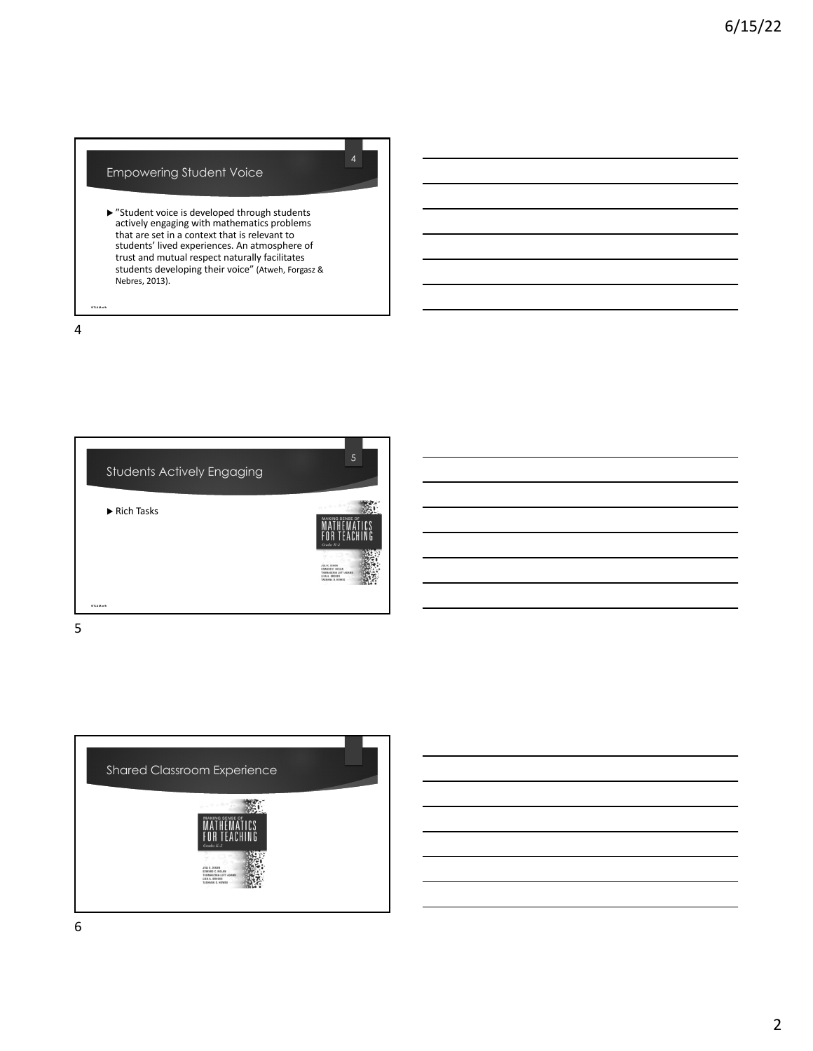## Empowering Student Voice

- "Student voice is developed through students actively engaging with mathematics problems that are set in a context that is relevant to students' lived experiences. An atmosphere of trust and mutual respect naturally facilitates students developing their voice" (Atweh, Forgasz & Nebres, 2013).

## Students Actively Engaging

- Rich Tasks

## Shared Classroom Experience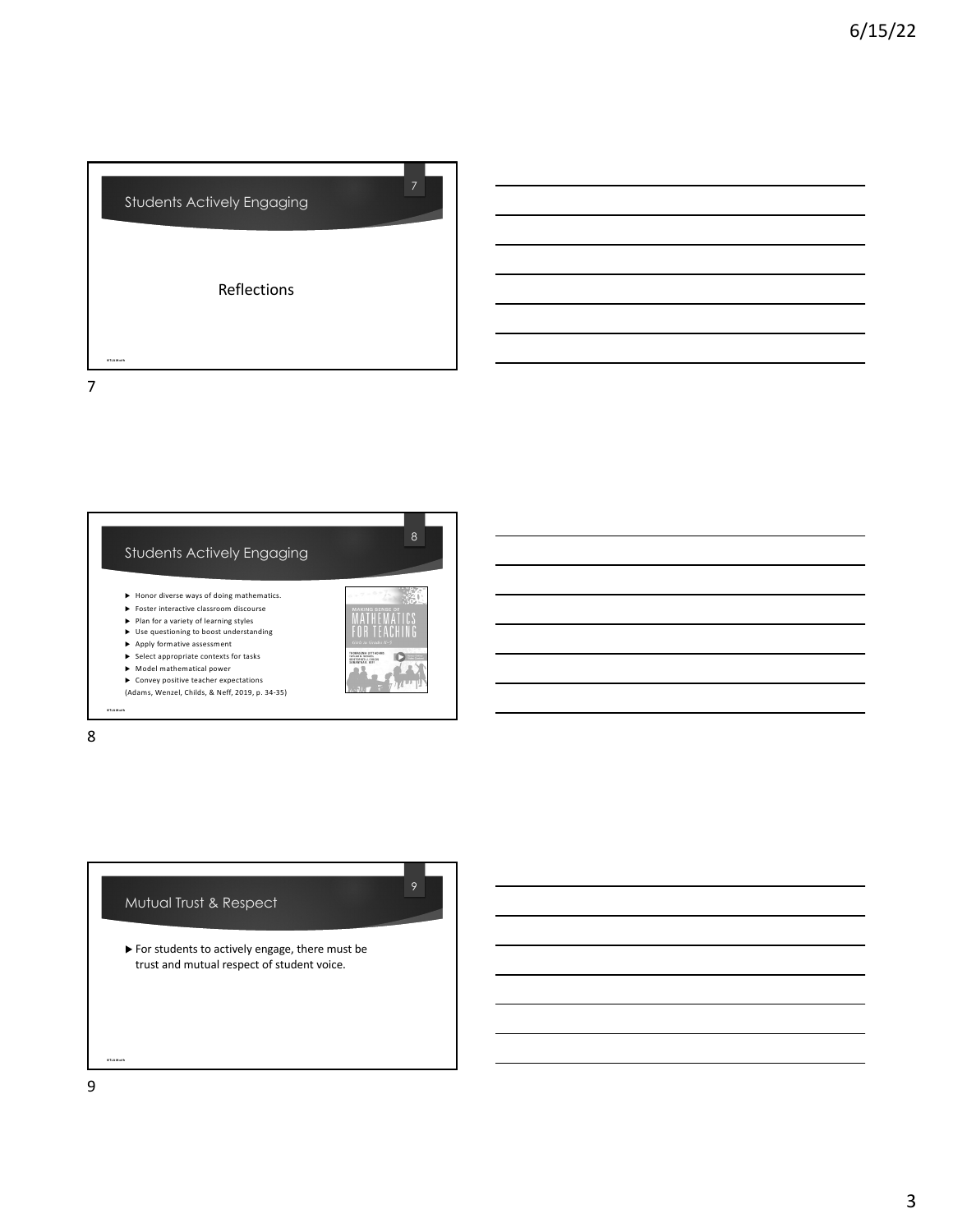## Students Actively Engaging

Reflections

## Students Actively Engaging

- Honor diverse ways of doing mathematics.
- Foster interactive classroom discourse
- Plan for a variety of learning styles
- Use questioning to boost understanding
- Apply formative assessment
- Select appropriate contexts for tasks
- Model mathematical power
- Convey positive teacher expectations

(Adams, Wenzel, Childs, & Neff, 2019, p. 34-35)

## Mutual Trust & Respect

- For students to actively engage, there must be trust and mutual respect of student voice.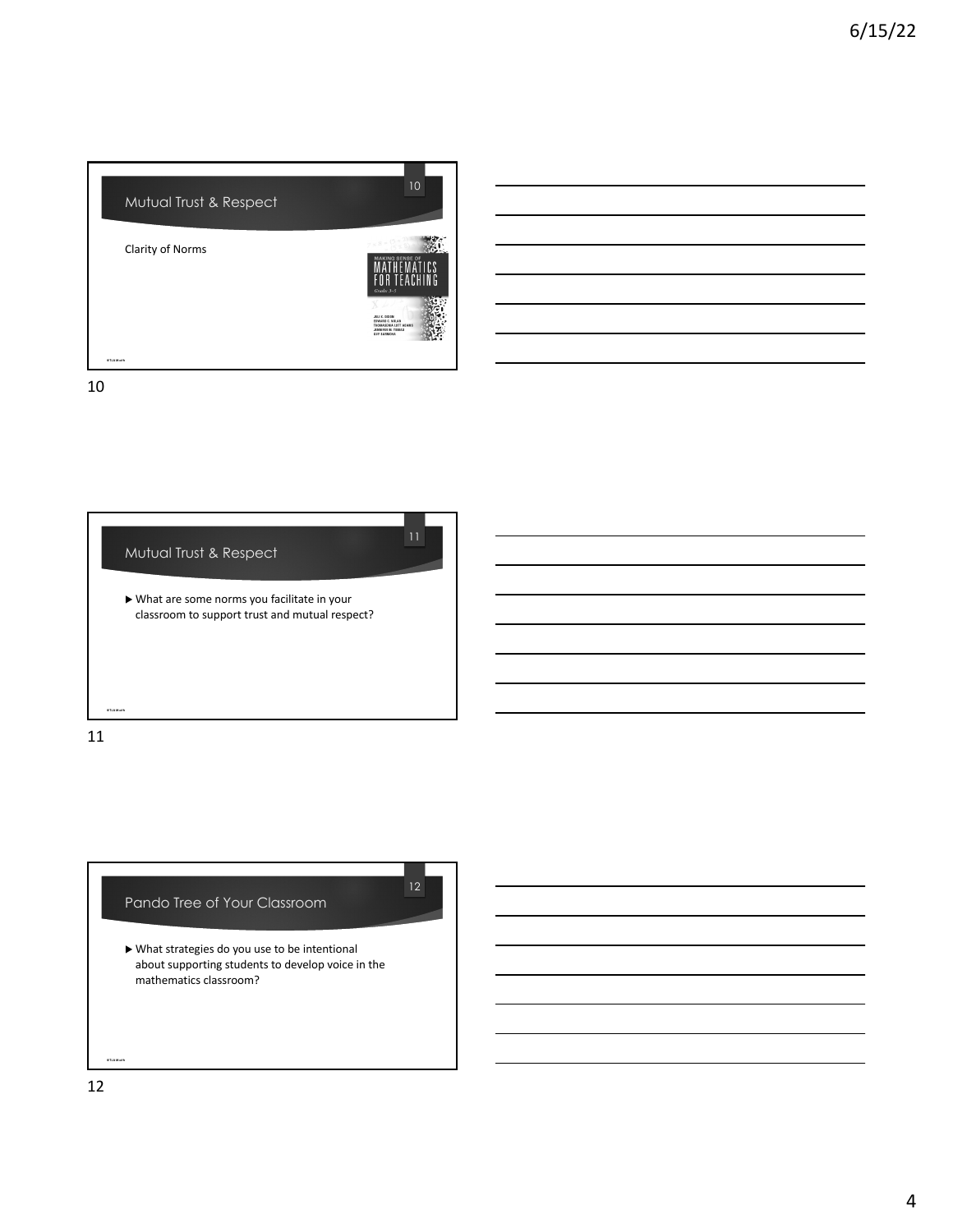## Mutual Trust & Respect

Clarity of Norms

MAKING SENSE OF MATHEMATICS FOR TEACHING

Grades 3–5

JULI K. DIXON
EDWARD C. NOLAN
THOMASENIA LOTT ADAMS
JENNIFER M. TOBIAS
GUY BARMOHA

## Mutual Trust & Respect

- What are some norms you facilitate in your classroom to support trust and mutual respect?

## Pando Tree of Your Classroom

- What strategies do you use to be intentional about supporting students to develop voice in the mathematics classroom?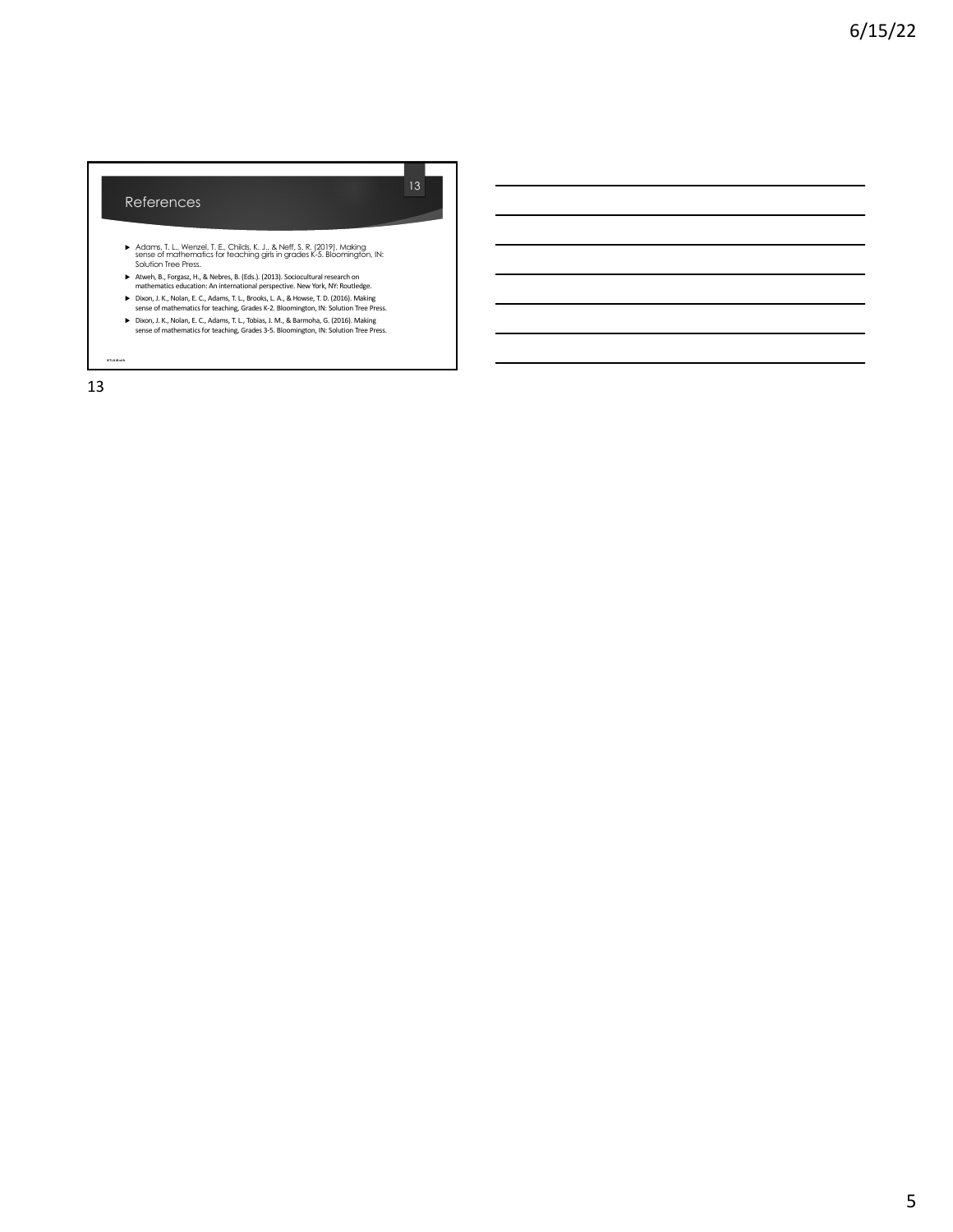## References

- Adams, T. L., Wenzel, T. E., Childs, K. J., & Neff, S. R. (2019). Making sense of mathematics for teaching girls in grades K-5. Bloomington, IN: Solution Tree Press.
- Atweh, B., Forgasz, H., & Nebres, B. (Eds.). (2013). Sociocultural research on mathematics education: An international perspective. New York, NY: Routledge.
- Dixon, J. K., Nolan, E. C., Adams, T. L., Brooks, L. A., & Howse, T. D. (2016). Making sense of mathematics for teaching, Grades K-2. Bloomington, IN: Solution Tree Press.
- Dixon, J. K., Nolan, E. C., Adams, T. L., Tobias, J. M., & Barmoha, G. (2016). Making sense of mathematics for teaching, Grades 3-5. Bloomington, IN: Solution Tree Press.